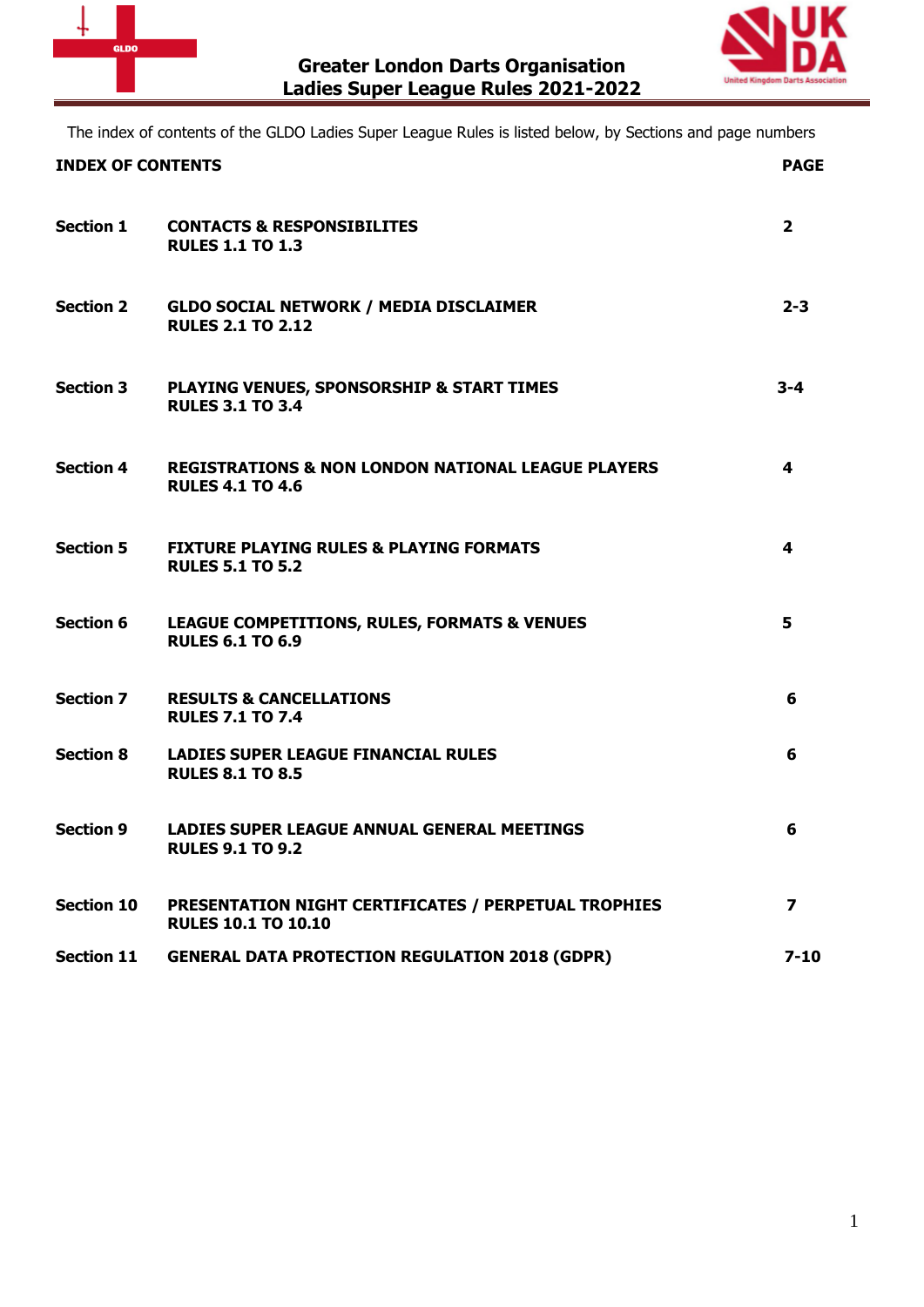# Greater London Darts Organisation
## Ladies Super League Rules 2021-2022

The index of contents of the GLDO Ladies Super League Rules is listed below, by Sections and page numbers

| **INDEX OF CONTENTS** | | **PAGE** |
|---|---|---|
| **Section 1** | **CONTACTS & RESPONSIBILITES**<br>**RULES 1.1 TO 1.3** | **2** |
| **Section 2** | **GLDO SOCIAL NETWORK / MEDIA DISCLAIMER**<br>**RULES 2.1 TO 2.12** | **2-3** |
| **Section 3** | **PLAYING VENUES, SPONSORSHIP & START TIMES**<br>**RULES 3.1 TO 3.4** | **3-4** |
| **Section 4** | **REGISTRATIONS & NON LONDON NATIONAL LEAGUE PLAYERS**<br>**RULES 4.1 TO 4.6** | **4** |
| **Section 5** | **FIXTURE PLAYING RULES & PLAYING FORMATS**<br>**RULES 5.1 TO 5.2** | **4** |
| **Section 6** | **LEAGUE COMPETITIONS, RULES, FORMATS & VENUES**<br>**RULES 6.1 TO 6.9** | **5** |
| **Section 7** | **RESULTS & CANCELLATIONS**<br>**RULES 7.1 TO 7.4** | **6** |
| **Section 8** | **LADIES SUPER LEAGUE FINANCIAL RULES**<br>**RULES 8.1 TO 8.5** | **6** |
| **Section 9** | **LADIES SUPER LEAGUE ANNUAL GENERAL MEETINGS**<br>**RULES 9.1 TO 9.2** | **6** |
| **Section 10** | **PRESENTATION NIGHT CERTIFICATES / PERPETUAL TROPHIES**<br>**RULES 10.1 TO 10.10** | **7** |
| **Section 11** | **GENERAL DATA PROTECTION REGULATION 2018 (GDPR)** | **7-10** |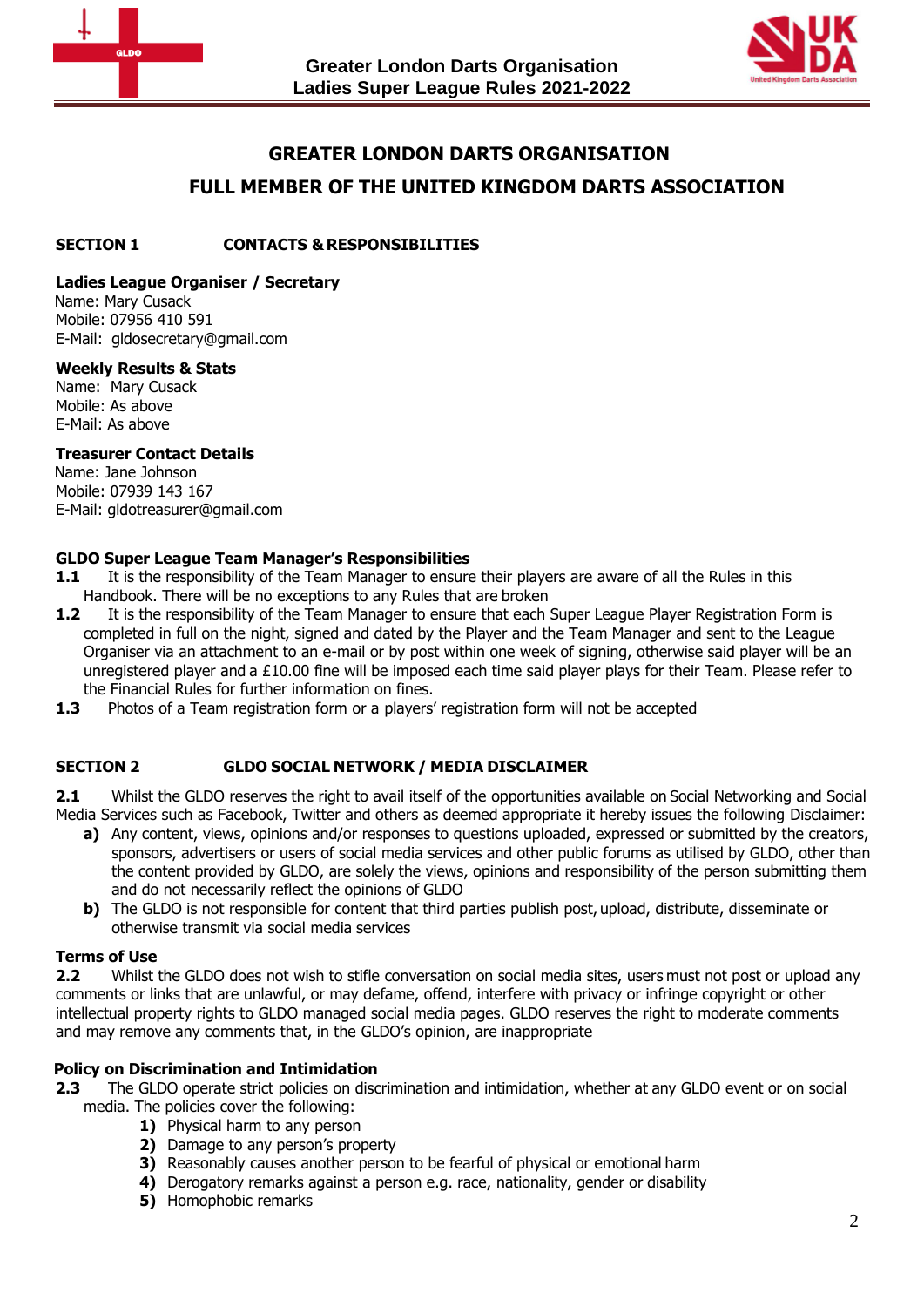# GREATER LONDON DARTS ORGANISATION

## FULL MEMBER OF THE UNITED KINGDOM DARTS ASSOCIATION

### SECTION 1 CONTACTS & RESPONSIBILITIES

**Ladies League Organiser / Secretary**
Name: Mary Cusack
Mobile: 07956 410 591
E-Mail: gldosecretary@gmail.com

**Weekly Results & Stats**
Name: Mary Cusack
Mobile: As above
E-Mail: As above

**Treasurer Contact Details**
Name: Jane Johnson
Mobile: 07939 143 167
E-Mail: gldotreasurer@gmail.com

**GLDO Super League Team Manager's Responsibilities**

**1.1** It is the responsibility of the Team Manager to ensure their players are aware of all the Rules in this Handbook. There will be no exceptions to any Rules that are broken

**1.2** It is the responsibility of the Team Manager to ensure that each Super League Player Registration Form is completed in full on the night, signed and dated by the Player and the Team Manager and sent to the League Organiser via an attachment to an e-mail or by post within one week of signing, otherwise said player will be an unregistered player and a £10.00 fine will be imposed each time said player plays for their Team. Please refer to the Financial Rules for further information on fines.

**1.3** Photos of a Team registration form or a players' registration form will not be accepted

### SECTION 2 GLDO SOCIAL NETWORK / MEDIA DISCLAIMER

**2.1** Whilst the GLDO reserves the right to avail itself of the opportunities available on Social Networking and Social Media Services such as Facebook, Twitter and others as deemed appropriate it hereby issues the following Disclaimer:

- **a)** Any content, views, opinions and/or responses to questions uploaded, expressed or submitted by the creators, sponsors, advertisers or users of social media services and other public forums as utilised by GLDO, other than the content provided by GLDO, are solely the views, opinions and responsibility of the person submitting them and do not necessarily reflect the opinions of GLDO
- **b)** The GLDO is not responsible for content that third parties publish post, upload, distribute, disseminate or otherwise transmit via social media services

**Terms of Use**

**2.2** Whilst the GLDO does not wish to stifle conversation on social media sites, users must not post or upload any comments or links that are unlawful, or may defame, offend, interfere with privacy or infringe copyright or other intellectual property rights to GLDO managed social media pages. GLDO reserves the right to moderate comments and may remove any comments that, in the GLDO's opinion, are inappropriate

**Policy on Discrimination and Intimidation**

**2.3** The GLDO operate strict policies on discrimination and intimidation, whether at any GLDO event or on social media. The policies cover the following:

1. Physical harm to any person
2. Damage to any person's property
3. Reasonably causes another person to be fearful of physical or emotional harm
4. Derogatory remarks against a person e.g. race, nationality, gender or disability
5. Homophobic remarks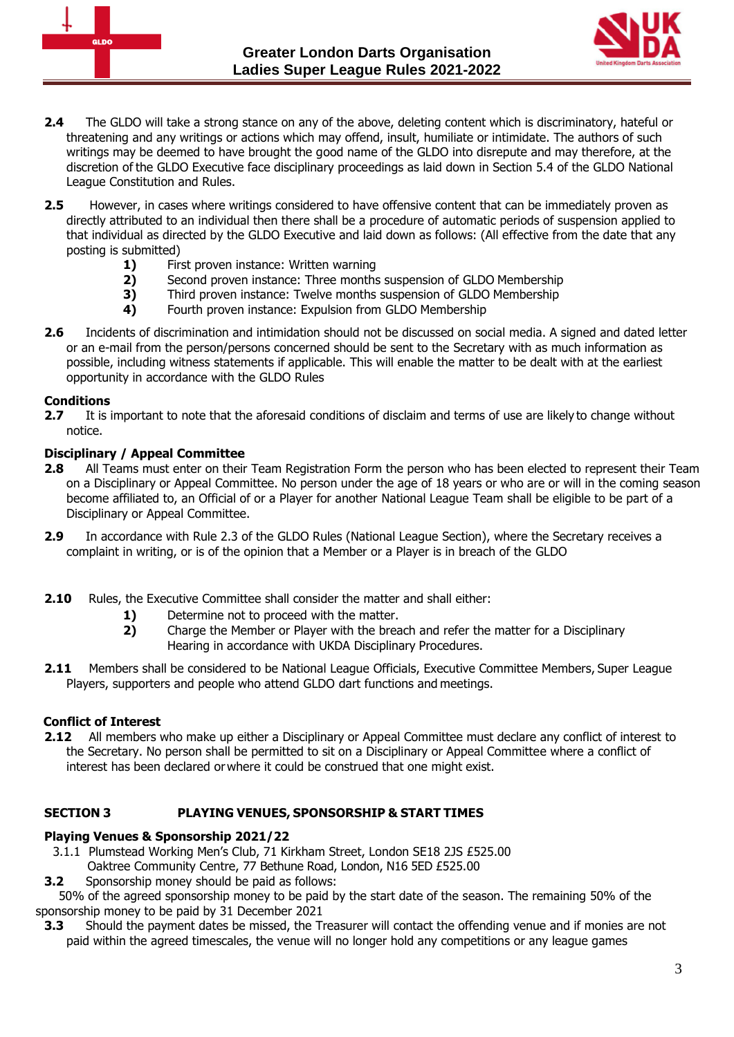**2.4** The GLDO will take a strong stance on any of the above, deleting content which is discriminatory, hateful or threatening and any writings or actions which may offend, insult, humiliate or intimidate. The authors of such writings may be deemed to have brought the good name of the GLDO into disrepute and may therefore, at the discretion of the GLDO Executive face disciplinary proceedings as laid down in Section 5.4 of the GLDO National League Constitution and Rules.

**2.5** However, in cases where writings considered to have offensive content that can be immediately proven as directly attributed to an individual then there shall be a procedure of automatic periods of suspension applied to that individual as directed by the GLDO Executive and laid down as follows: (All effective from the date that any posting is submitted)

- **1)** First proven instance: Written warning
- **2)** Second proven instance: Three months suspension of GLDO Membership
- **3)** Third proven instance: Twelve months suspension of GLDO Membership
- **4)** Fourth proven instance: Expulsion from GLDO Membership

**2.6** Incidents of discrimination and intimidation should not be discussed on social media. A signed and dated letter or an e-mail from the person/persons concerned should be sent to the Secretary with as much information as possible, including witness statements if applicable. This will enable the matter to be dealt with at the earliest opportunity in accordance with the GLDO Rules

**Conditions**

**2.7** It is important to note that the aforesaid conditions of disclaim and terms of use are likely to change without notice.

**Disciplinary / Appeal Committee**

**2.8** All Teams must enter on their Team Registration Form the person who has been elected to represent their Team on a Disciplinary or Appeal Committee. No person under the age of 18 years or who are or will in the coming season become affiliated to, an Official of or a Player for another National League Team shall be eligible to be part of a Disciplinary or Appeal Committee.

**2.9** In accordance with Rule 2.3 of the GLDO Rules (National League Section), where the Secretary receives a complaint in writing, or is of the opinion that a Member or a Player is in breach of the GLDO

**2.10** Rules, the Executive Committee shall consider the matter and shall either:

- **1)** Determine not to proceed with the matter.
- **2)** Charge the Member or Player with the breach and refer the matter for a Disciplinary Hearing in accordance with UKDA Disciplinary Procedures.

**2.11** Members shall be considered to be National League Officials, Executive Committee Members, Super League Players, supporters and people who attend GLDO dart functions and meetings.

**Conflict of Interest**

**2.12** All members who make up either a Disciplinary or Appeal Committee must declare any conflict of interest to the Secretary. No person shall be permitted to sit on a Disciplinary or Appeal Committee where a conflict of interest has been declared or where it could be construed that one might exist.

## SECTION 3 PLAYING VENUES, SPONSORSHIP & START TIMES

**Playing Venues & Sponsorship 2021/22**

3.1.1 Plumstead Working Men's Club, 71 Kirkham Street, London SE18 2JS £525.00
Oaktree Community Centre, 77 Bethune Road, London, N16 5ED £525.00

**3.2** Sponsorship money should be paid as follows:
50% of the agreed sponsorship money to be paid by the start date of the season. The remaining 50% of the sponsorship money to be paid by 31 December 2021

**3.3** Should the payment dates be missed, the Treasurer will contact the offending venue and if monies are not paid within the agreed timescales, the venue will no longer hold any competitions or any league games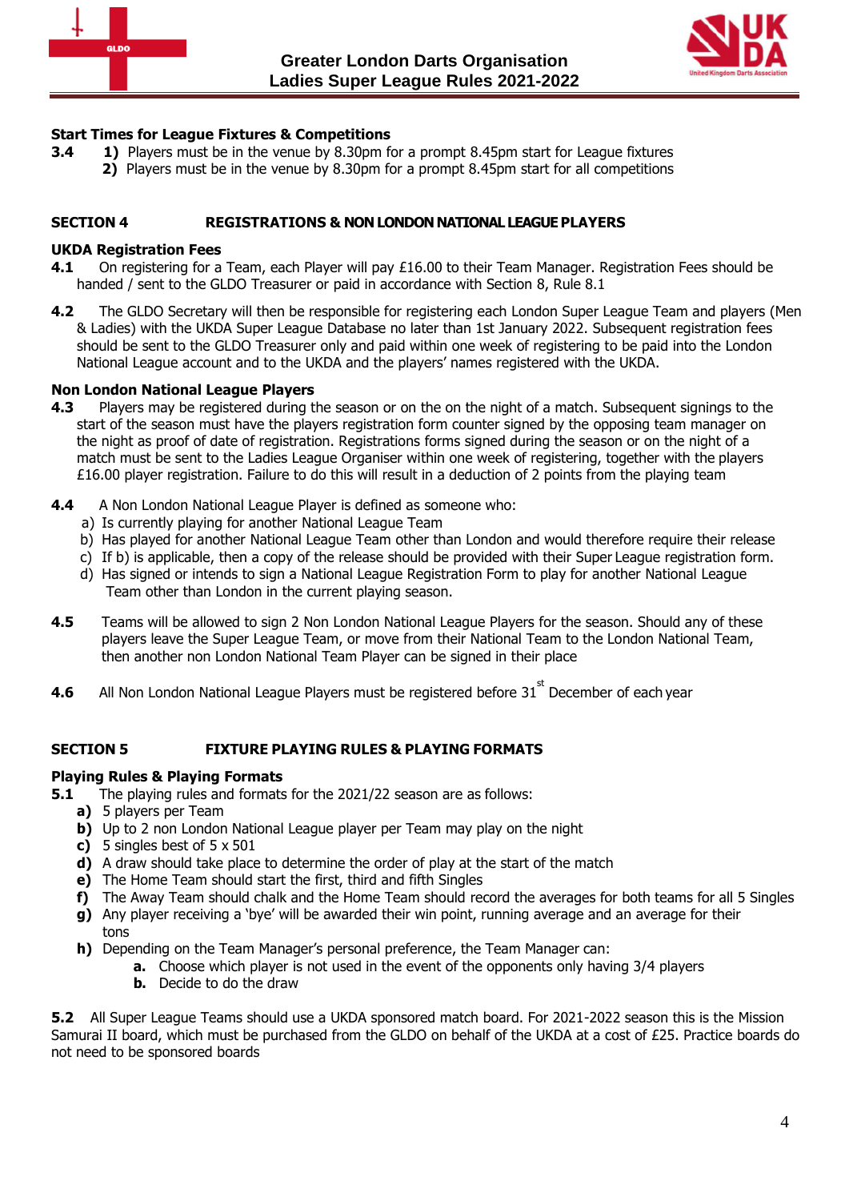### Start Times for League Fixtures & Competitions

**3.4** **1)** Players must be in the venue by 8.30pm for a prompt 8.45pm start for League fixtures
**2)** Players must be in the venue by 8.30pm for a prompt 8.45pm start for all competitions

## SECTION 4 REGISTRATIONS & NON LONDON NATIONAL LEAGUE PLAYERS

### UKDA Registration Fees

**4.1** On registering for a Team, each Player will pay £16.00 to their Team Manager. Registration Fees should be handed / sent to the GLDO Treasurer or paid in accordance with Section 8, Rule 8.1

**4.2** The GLDO Secretary will then be responsible for registering each London Super League Team and players (Men & Ladies) with the UKDA Super League Database no later than 1st January 2022. Subsequent registration fees should be sent to the GLDO Treasurer only and paid within one week of registering to be paid into the London National League account and to the UKDA and the players' names registered with the UKDA.

### Non London National League Players

**4.3** Players may be registered during the season or on the on the night of a match. Subsequent signings to the start of the season must have the players registration form counter signed by the opposing team manager on the night as proof of date of registration. Registrations forms signed during the season or on the night of a match must be sent to the Ladies League Organiser within one week of registering, together with the players £16.00 player registration. Failure to do this will result in a deduction of 2 points from the playing team

**4.4** A Non London National League Player is defined as someone who:

a) Is currently playing for another National League Team
b) Has played for another National League Team other than London and would therefore require their release
c) If b) is applicable, then a copy of the release should be provided with their Super League registration form.
d) Has signed or intends to sign a National League Registration Form to play for another National League Team other than London in the current playing season.

**4.5** Teams will be allowed to sign 2 Non London National League Players for the season. Should any of these players leave the Super League Team, or move from their National Team to the London National Team, then another non London National Team Player can be signed in their place

**4.6** All Non London National League Players must be registered before 31st December of each year

## SECTION 5 FIXTURE PLAYING RULES & PLAYING FORMATS

### Playing Rules & Playing Formats

**5.1** The playing rules and formats for the 2021/22 season are as follows:

**a)** 5 players per Team
**b)** Up to 2 non London National League player per Team may play on the night
**c)** 5 singles best of 5 x 501
**d)** A draw should take place to determine the order of play at the start of the match
**e)** The Home Team should start the first, third and fifth Singles
**f)** The Away Team should chalk and the Home Team should record the averages for both teams for all 5 Singles
**g)** Any player receiving a 'bye' will be awarded their win point, running average and an average for their tons
**h)** Depending on the Team Manager's personal preference, the Team Manager can:
  **a.** Choose which player is not used in the event of the opponents only having 3/4 players
  **b.** Decide to do the draw

**5.2** All Super League Teams should use a UKDA sponsored match board. For 2021-2022 season this is the Mission Samurai II board, which must be purchased from the GLDO on behalf of the UKDA at a cost of £25. Practice boards do not need to be sponsored boards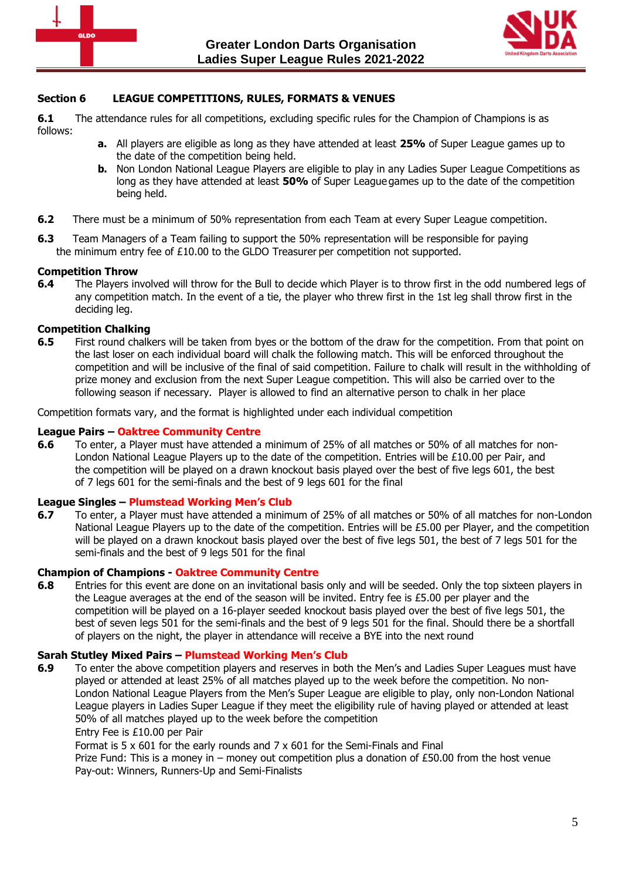## Section 6 LEAGUE COMPETITIONS, RULES, FORMATS & VENUES

**6.1** The attendance rules for all competitions, excluding specific rules for the Champion of Champions is as follows:

- **a.** All players are eligible as long as they have attended at least **25%** of Super League games up to the date of the competition being held.
- **b.** Non London National League Players are eligible to play in any Ladies Super League Competitions as long as they have attended at least **50%** of Super League games up to the date of the competition being held.

**6.2** There must be a minimum of 50% representation from each Team at every Super League competition.

**6.3** Team Managers of a Team failing to support the 50% representation will be responsible for paying the minimum entry fee of £10.00 to the GLDO Treasurer per competition not supported.

**Competition Throw**

**6.4** The Players involved will throw for the Bull to decide which Player is to throw first in the odd numbered legs of any competition match. In the event of a tie, the player who threw first in the 1st leg shall throw first in the deciding leg.

**Competition Chalking**

**6.5** First round chalkers will be taken from byes or the bottom of the draw for the competition. From that point on the last loser on each individual board will chalk the following match. This will be enforced throughout the competition and will be inclusive of the final of said competition. Failure to chalk will result in the withholding of prize money and exclusion from the next Super League competition. This will also be carried over to the following season if necessary. Player is allowed to find an alternative person to chalk in her place

Competition formats vary, and the format is highlighted under each individual competition

**League Pairs – Oaktree Community Centre**

**6.6** To enter, a Player must have attended a minimum of 25% of all matches or 50% of all matches for non-London National League Players up to the date of the competition. Entries will be £10.00 per Pair, and the competition will be played on a drawn knockout basis played over the best of five legs 601, the best of 7 legs 601 for the semi-finals and the best of 9 legs 601 for the final

**League Singles – Plumstead Working Men's Club**

**6.7** To enter, a Player must have attended a minimum of 25% of all matches or 50% of all matches for non-London National League Players up to the date of the competition. Entries will be £5.00 per Player, and the competition will be played on a drawn knockout basis played over the best of five legs 501, the best of 7 legs 501 for the semi-finals and the best of 9 legs 501 for the final

**Champion of Champions - Oaktree Community Centre**

**6.8** Entries for this event are done on an invitational basis only and will be seeded. Only the top sixteen players in the League averages at the end of the season will be invited. Entry fee is £5.00 per player and the competition will be played on a 16-player seeded knockout basis played over the best of five legs 501, the best of seven legs 501 for the semi-finals and the best of 9 legs 501 for the final. Should there be a shortfall of players on the night, the player in attendance will receive a BYE into the next round

**Sarah Stutley Mixed Pairs – Plumstead Working Men's Club**

**6.9** To enter the above competition players and reserves in both the Men's and Ladies Super Leagues must have played or attended at least 25% of all matches played up to the week before the competition. No non-London National League Players from the Men's Super League are eligible to play, only non-London National League players in Ladies Super League if they meet the eligibility rule of having played or attended at least 50% of all matches played up to the week before the competition

Entry Fee is £10.00 per Pair

Format is 5 x 601 for the early rounds and 7 x 601 for the Semi-Finals and Final

Prize Fund: This is a money in – money out competition plus a donation of £50.00 from the host venue

Pay-out: Winners, Runners-Up and Semi-Finalists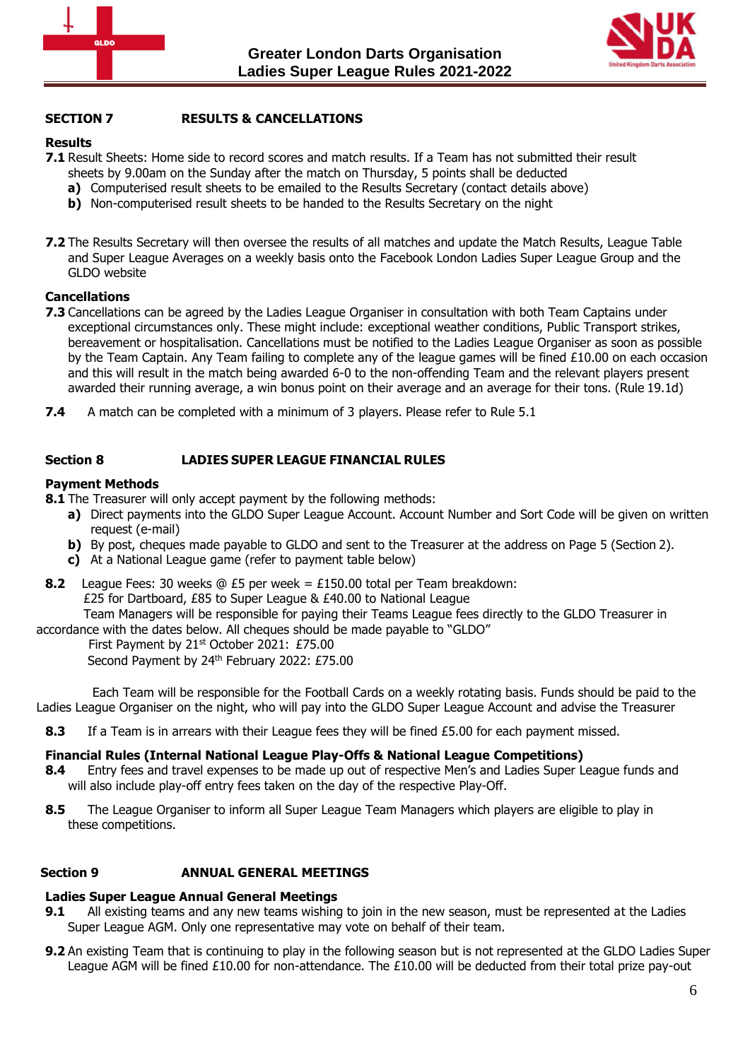## SECTION 7 RESULTS & CANCELLATIONS

### Results

**7.1** Result Sheets: Home side to record scores and match results. If a Team has not submitted their result sheets by 9.00am on the Sunday after the match on Thursday, 5 points shall be deducted

- **a)** Computerised result sheets to be emailed to the Results Secretary (contact details above)
- **b)** Non-computerised result sheets to be handed to the Results Secretary on the night

**7.2** The Results Secretary will then oversee the results of all matches and update the Match Results, League Table and Super League Averages on a weekly basis onto the Facebook London Ladies Super League Group and the GLDO website

### Cancellations

**7.3** Cancellations can be agreed by the Ladies League Organiser in consultation with both Team Captains under exceptional circumstances only. These might include: exceptional weather conditions, Public Transport strikes, bereavement or hospitalisation. Cancellations must be notified to the Ladies League Organiser as soon as possible by the Team Captain. Any Team failing to complete any of the league games will be fined £10.00 on each occasion and this will result in the match being awarded 6-0 to the non-offending Team and the relevant players present awarded their running average, a win bonus point on their average and an average for their tons. (Rule 19.1d)

**7.4** A match can be completed with a minimum of 3 players. Please refer to Rule 5.1

## Section 8 LADIES SUPER LEAGUE FINANCIAL RULES

### Payment Methods

**8.1** The Treasurer will only accept payment by the following methods:

- **a)** Direct payments into the GLDO Super League Account. Account Number and Sort Code will be given on written request (e-mail)
- **b)** By post, cheques made payable to GLDO and sent to the Treasurer at the address on Page 5 (Section 2).
- **c)** At a National League game (refer to payment table below)

**8.2** League Fees: 30 weeks @ £5 per week = £150.00 total per Team breakdown:
£25 for Dartboard, £85 to Super League & £40.00 to National League
Team Managers will be responsible for paying their Teams League fees directly to the GLDO Treasurer in accordance with the dates below. All cheques should be made payable to "GLDO"
First Payment by 21st October 2021: £75.00
Second Payment by 24th February 2022: £75.00

Each Team will be responsible for the Football Cards on a weekly rotating basis. Funds should be paid to the Ladies League Organiser on the night, who will pay into the GLDO Super League Account and advise the Treasurer

**8.3** If a Team is in arrears with their League fees they will be fined £5.00 for each payment missed.

### Financial Rules (Internal National League Play-Offs & National League Competitions)

**8.4** Entry fees and travel expenses to be made up out of respective Men's and Ladies Super League funds and will also include play-off entry fees taken on the day of the respective Play-Off.

**8.5** The League Organiser to inform all Super League Team Managers which players are eligible to play in these competitions.

## Section 9 ANNUAL GENERAL MEETINGS

### Ladies Super League Annual General Meetings

**9.1** All existing teams and any new teams wishing to join in the new season, must be represented at the Ladies Super League AGM. Only one representative may vote on behalf of their team.

**9.2** An existing Team that is continuing to play in the following season but is not represented at the GLDO Ladies Super League AGM will be fined £10.00 for non-attendance. The £10.00 will be deducted from their total prize pay-out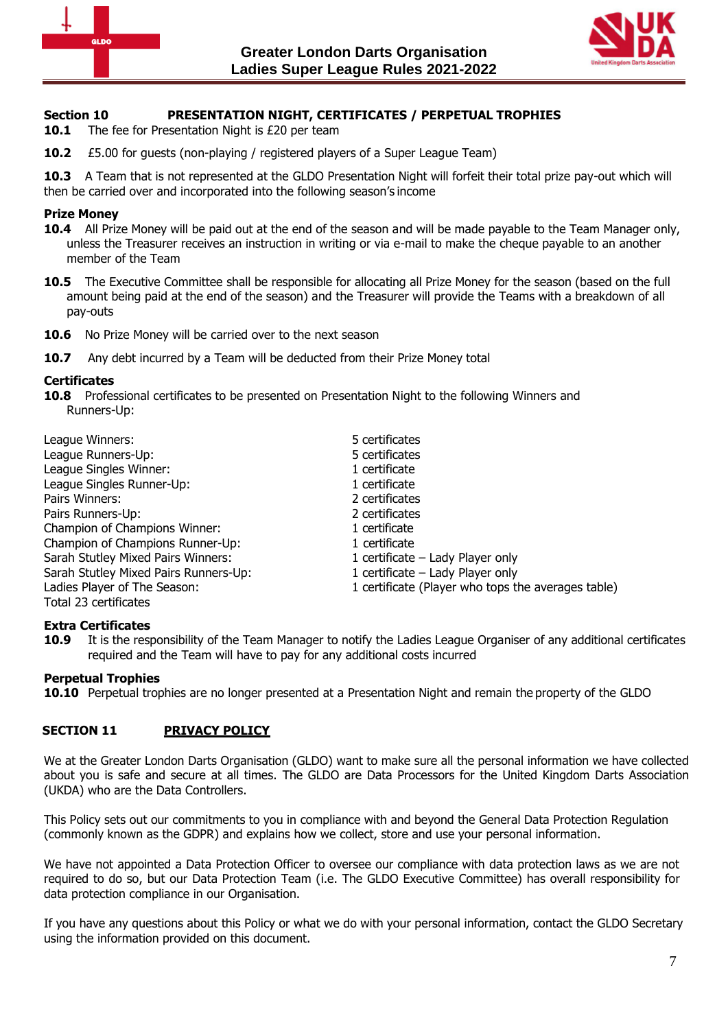## Section 10 PRESENTATION NIGHT, CERTIFICATES / PERPETUAL TROPHIES

**10.1** The fee for Presentation Night is £20 per team

**10.2** £5.00 for guests (non-playing / registered players of a Super League Team)

**10.3** A Team that is not represented at the GLDO Presentation Night will forfeit their total prize pay-out which will then be carried over and incorporated into the following season's income

### Prize Money

**10.4** All Prize Money will be paid out at the end of the season and will be made payable to the Team Manager only, unless the Treasurer receives an instruction in writing or via e-mail to make the cheque payable to an another member of the Team

**10.5** The Executive Committee shall be responsible for allocating all Prize Money for the season (based on the full amount being paid at the end of the season) and the Treasurer will provide the Teams with a breakdown of all pay-outs

**10.6** No Prize Money will be carried over to the next season

**10.7** Any debt incurred by a Team will be deducted from their Prize Money total

### Certificates

**10.8** Professional certificates to be presented on Presentation Night to the following Winners and Runners-Up:

| | |
|---|---|
| League Winners: | 5 certificates |
| League Runners-Up: | 5 certificates |
| League Singles Winner: | 1 certificate |
| League Singles Runner-Up: | 1 certificate |
| Pairs Winners: | 2 certificates |
| Pairs Runners-Up: | 2 certificates |
| Champion of Champions Winner: | 1 certificate |
| Champion of Champions Runner-Up: | 1 certificate |
| Sarah Stutley Mixed Pairs Winners: | 1 certificate – Lady Player only |
| Sarah Stutley Mixed Pairs Runners-Up: | 1 certificate – Lady Player only |
| Ladies Player of The Season: | 1 certificate (Player who tops the averages table) |
| Total 23 certificates | |

### Extra Certificates

**10.9** It is the responsibility of the Team Manager to notify the Ladies League Organiser of any additional certificates required and the Team will have to pay for any additional costs incurred

### Perpetual Trophies

**10.10** Perpetual trophies are no longer presented at a Presentation Night and remain the property of the GLDO

## SECTION 11 PRIVACY POLICY

We at the Greater London Darts Organisation (GLDO) want to make sure all the personal information we have collected about you is safe and secure at all times. The GLDO are Data Processors for the United Kingdom Darts Association (UKDA) who are the Data Controllers.

This Policy sets out our commitments to you in compliance with and beyond the General Data Protection Regulation (commonly known as the GDPR) and explains how we collect, store and use your personal information.

We have not appointed a Data Protection Officer to oversee our compliance with data protection laws as we are not required to do so, but our Data Protection Team (i.e. The GLDO Executive Committee) has overall responsibility for data protection compliance in our Organisation.

If you have any questions about this Policy or what we do with your personal information, contact the GLDO Secretary using the information provided on this document.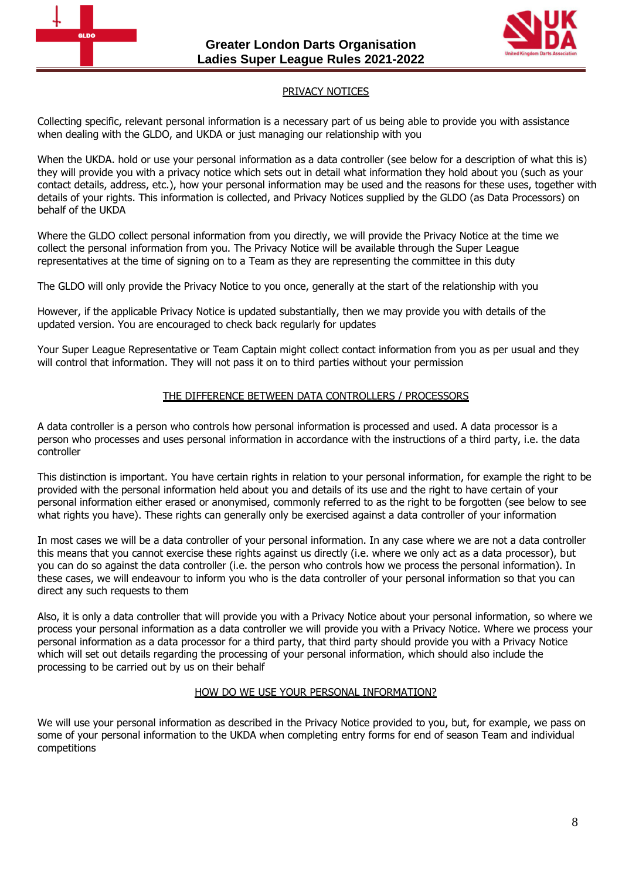## PRIVACY NOTICES

Collecting specific, relevant personal information is a necessary part of us being able to provide you with assistance when dealing with the GLDO, and UKDA or just managing our relationship with you

When the UKDA. hold or use your personal information as a data controller (see below for a description of what this is) they will provide you with a privacy notice which sets out in detail what information they hold about you (such as your contact details, address, etc.), how your personal information may be used and the reasons for these uses, together with details of your rights. This information is collected, and Privacy Notices supplied by the GLDO (as Data Processors) on behalf of the UKDA

Where the GLDO collect personal information from you directly, we will provide the Privacy Notice at the time we collect the personal information from you. The Privacy Notice will be available through the Super League representatives at the time of signing on to a Team as they are representing the committee in this duty

The GLDO will only provide the Privacy Notice to you once, generally at the start of the relationship with you

However, if the applicable Privacy Notice is updated substantially, then we may provide you with details of the updated version. You are encouraged to check back regularly for updates

Your Super League Representative or Team Captain might collect contact information from you as per usual and they will control that information. They will not pass it on to third parties without your permission

## THE DIFFERENCE BETWEEN DATA CONTROLLERS / PROCESSORS

A data controller is a person who controls how personal information is processed and used. A data processor is a person who processes and uses personal information in accordance with the instructions of a third party, i.e. the data controller

This distinction is important. You have certain rights in relation to your personal information, for example the right to be provided with the personal information held about you and details of its use and the right to have certain of your personal information either erased or anonymised, commonly referred to as the right to be forgotten (see below to see what rights you have). These rights can generally only be exercised against a data controller of your information

In most cases we will be a data controller of your personal information. In any case where we are not a data controller this means that you cannot exercise these rights against us directly (i.e. where we only act as a data processor), but you can do so against the data controller (i.e. the person who controls how we process the personal information). In these cases, we will endeavour to inform you who is the data controller of your personal information so that you can direct any such requests to them

Also, it is only a data controller that will provide you with a Privacy Notice about your personal information, so where we process your personal information as a data controller we will provide you with a Privacy Notice. Where we process your personal information as a data processor for a third party, that third party should provide you with a Privacy Notice which will set out details regarding the processing of your personal information, which should also include the processing to be carried out by us on their behalf

## HOW DO WE USE YOUR PERSONAL INFORMATION?

We will use your personal information as described in the Privacy Notice provided to you, but, for example, we pass on some of your personal information to the UKDA when completing entry forms for end of season Team and individual competitions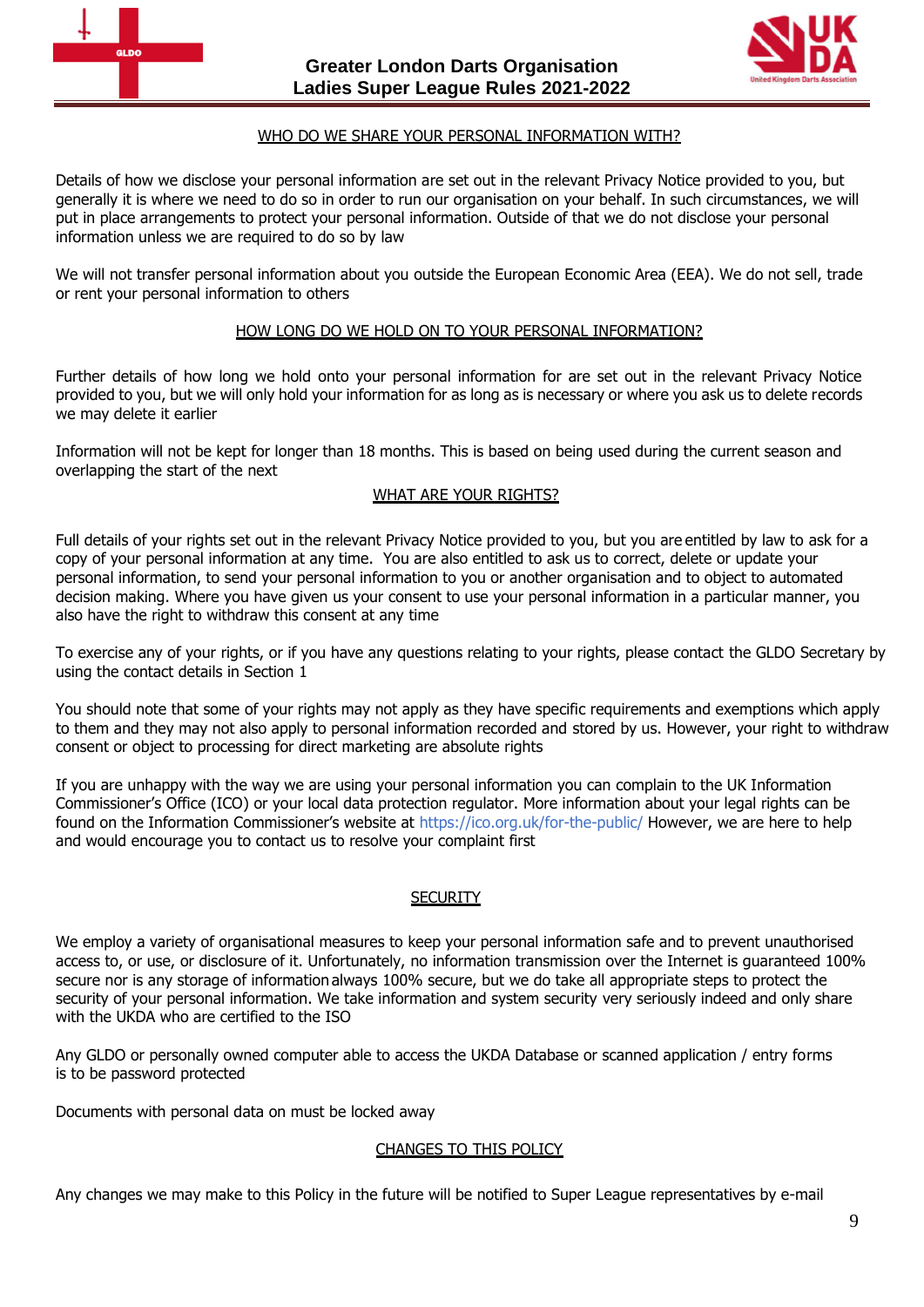## WHO DO WE SHARE YOUR PERSONAL INFORMATION WITH?

Details of how we disclose your personal information are set out in the relevant Privacy Notice provided to you, but generally it is where we need to do so in order to run our organisation on your behalf. In such circumstances, we will put in place arrangements to protect your personal information. Outside of that we do not disclose your personal information unless we are required to do so by law

We will not transfer personal information about you outside the European Economic Area (EEA). We do not sell, trade or rent your personal information to others

## HOW LONG DO WE HOLD ON TO YOUR PERSONAL INFORMATION?

Further details of how long we hold onto your personal information for are set out in the relevant Privacy Notice provided to you, but we will only hold your information for as long as is necessary or where you ask us to delete records we may delete it earlier

Information will not be kept for longer than 18 months. This is based on being used during the current season and overlapping the start of the next

## WHAT ARE YOUR RIGHTS?

Full details of your rights set out in the relevant Privacy Notice provided to you, but you are entitled by law to ask for a copy of your personal information at any time. You are also entitled to ask us to correct, delete or update your personal information, to send your personal information to you or another organisation and to object to automated decision making. Where you have given us your consent to use your personal information in a particular manner, you also have the right to withdraw this consent at any time

To exercise any of your rights, or if you have any questions relating to your rights, please contact the GLDO Secretary by using the contact details in Section 1

You should note that some of your rights may not apply as they have specific requirements and exemptions which apply to them and they may not also apply to personal information recorded and stored by us. However, your right to withdraw consent or object to processing for direct marketing are absolute rights

If you are unhappy with the way we are using your personal information you can complain to the UK Information Commissioner's Office (ICO) or your local data protection regulator. More information about your legal rights can be found on the Information Commissioner's website at https://ico.org.uk/for-the-public/ However, we are here to help and would encourage you to contact us to resolve your complaint first

## SECURITY

We employ a variety of organisational measures to keep your personal information safe and to prevent unauthorised access to, or use, or disclosure of it. Unfortunately, no information transmission over the Internet is guaranteed 100% secure nor is any storage of information always 100% secure, but we do take all appropriate steps to protect the security of your personal information. We take information and system security very seriously indeed and only share with the UKDA who are certified to the ISO

Any GLDO or personally owned computer able to access the UKDA Database or scanned application / entry forms is to be password protected

Documents with personal data on must be locked away

## CHANGES TO THIS POLICY

Any changes we may make to this Policy in the future will be notified to Super League representatives by e-mail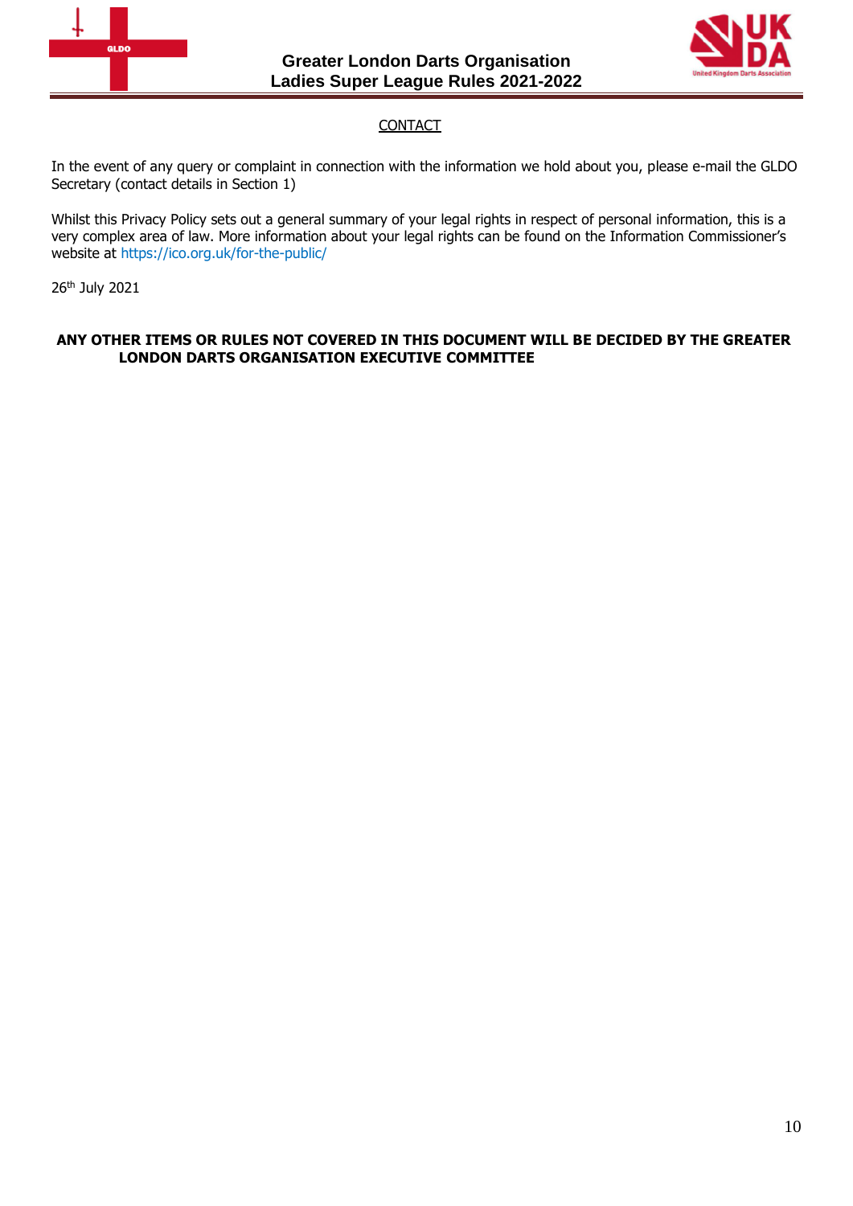## CONTACT

In the event of any query or complaint in connection with the information we hold about you, please e-mail the GLDO Secretary (contact details in Section 1)

Whilst this Privacy Policy sets out a general summary of your legal rights in respect of personal information, this is a very complex area of law. More information about your legal rights can be found on the Information Commissioner's website at https://ico.org.uk/for-the-public/

26th July 2021

**ANY OTHER ITEMS OR RULES NOT COVERED IN THIS DOCUMENT WILL BE DECIDED BY THE GREATER LONDON DARTS ORGANISATION EXECUTIVE COMMITTEE**